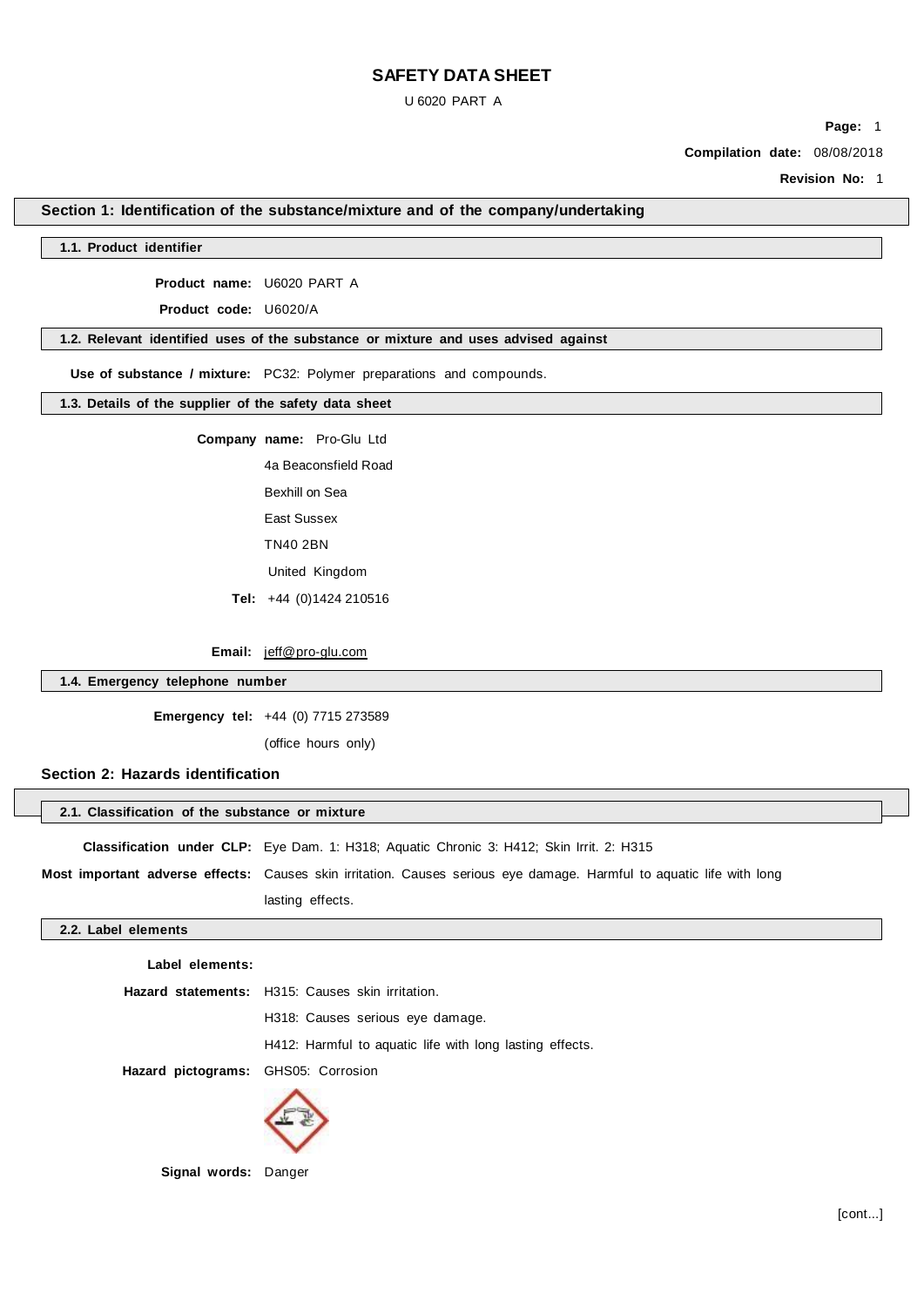# SAFETY DATA SHEET

U 6020 PART A

**Compilation date:** 08/08/2018

**Revision No:** 1

## Section 1: Identification of the substance/mixture and of the company/undertaking

### 1.1. Product identifier

**Product name:** U6020 PART A

**Product code:** U6020/A

### 1.2. Relevant identified uses of the substance or mixture and uses advised against

**Use of substance / mixture:** PC32: Polymer preparations and compounds.

### 1.3. Details of the supplier of the safety data sheet

**Company name:** Pro-Glu Ltd

4a Beaconsfield Road

Bexhill on Sea

East Sussex

TN40 2BN

United Kingdom

**Tel:** +44 (0)1424 210516

**Email:** jeff@pro-glu.com

### 1.4. Emergency telephone number

**Emergency tel:** +44 (0) 7715 273589

(office hours only)

## Section 2: Hazards identification

### 2.1. Classification of the substance or mixture

**Classification under CLP:** Eye Dam. 1: H318; Aquatic Chronic 3: H412; Skin Irrit. 2: H315

**Most important adverse effects:** Causes skin irritation. Causes serious eye damage. Harmful to aquatic life with long lasting effects.

### 2.2. Label elements

**Label elements:**

**Hazard statements:** H315: Causes skin irritation.

H318: Causes serious eye damage.

H412: Harmful to aquatic life with long lasting effects.

**Hazard pictograms:** GHS05: Corrosion

**Signal words:** Danger

[cont...]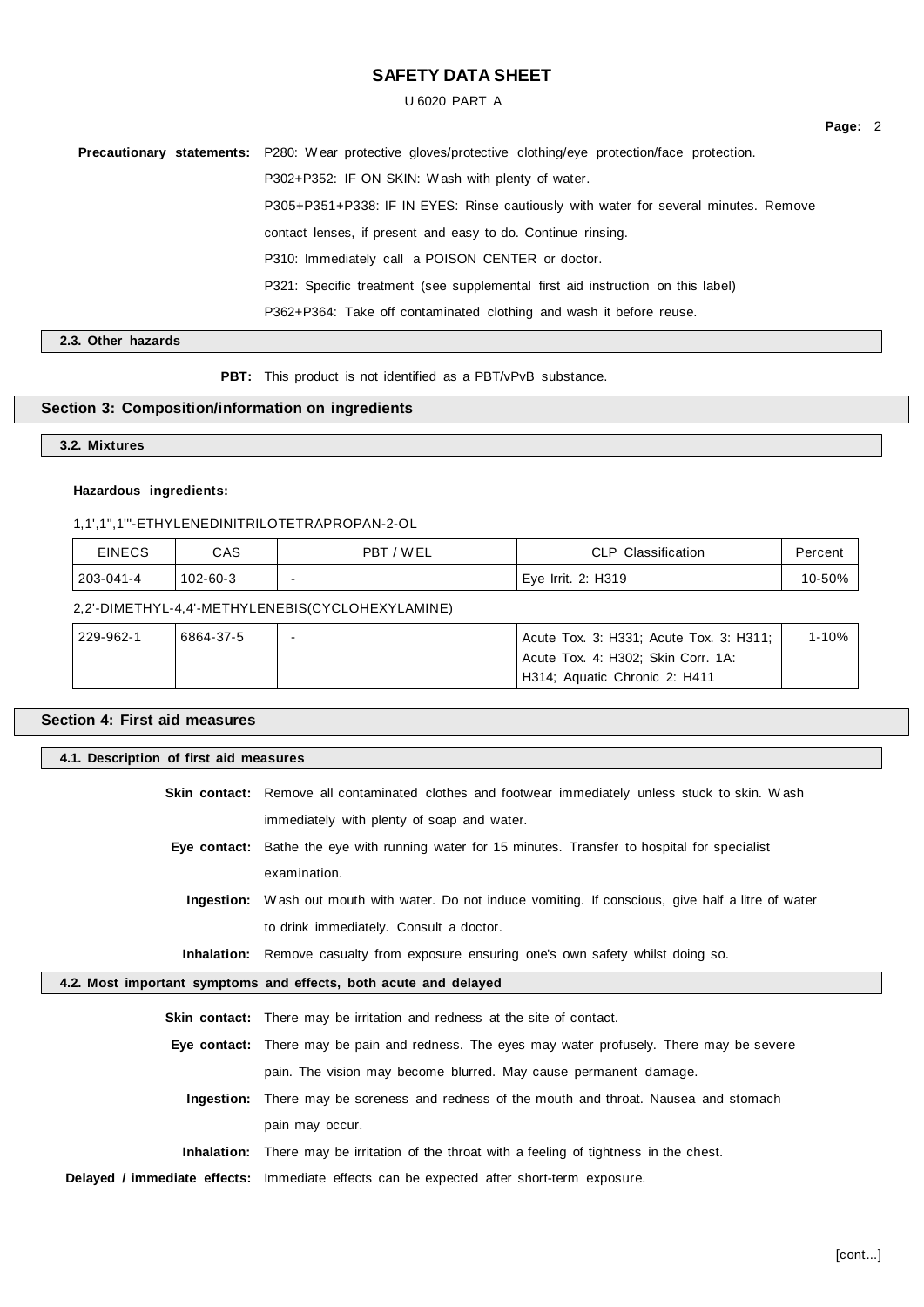**Precautionary statements:** P280: Wear protective gloves/protective clothing/eye protection/face protection.

P302+P352: IF ON SKIN: Wash with plenty of water.

P305+P351+P338: IF IN EYES: Rinse cautiously with water for several minutes. Remove contact lenses, if present and easy to do. Continue rinsing.

P310: Immediately call a POISON CENTER or doctor.

P321: Specific treatment (see supplemental first aid instruction on this label)

P362+P364: Take off contaminated clothing and wash it before reuse.

### 2.3. Other hazards

**PBT:** This product is not identified as a PBT/vPvB substance.

## Section 3: Composition/information on ingredients

### 3.2. Mixtures

**Hazardous ingredients:**

1,1',1'',1'''-ETHYLENEDINITRILOTETRAPROPAN-2-OL

| EINECS | CAS | PBT / WEL | CLP Classification | Percent |
|---|---|---|---|---|
| 203-041-4 | 102-60-3 | - | Eye Irrit. 2: H319 | 10-50% |

2,2'-DIMETHYL-4,4'-METHYLENEBIS(CYCLOHEXYLAMINE)

| EINECS | CAS | PBT / WEL | CLP Classification | Percent |
|---|---|---|---|---|
| 229-962-1 | 6864-37-5 | - | Acute Tox. 3: H331; Acute Tox. 3: H311; Acute Tox. 4: H302; Skin Corr. 1A: H314; Aquatic Chronic 2: H411 | 1-10% |

## Section 4: First aid measures

### 4.1. Description of first aid measures

**Skin contact:** Remove all contaminated clothes and footwear immediately unless stuck to skin. Wash immediately with plenty of soap and water.

**Eye contact:** Bathe the eye with running water for 15 minutes. Transfer to hospital for specialist examination.

**Ingestion:** Wash out mouth with water. Do not induce vomiting. If conscious, give half a litre of water to drink immediately. Consult a doctor.

**Inhalation:** Remove casualty from exposure ensuring one's own safety whilst doing so.

### 4.2. Most important symptoms and effects, both acute and delayed

**Skin contact:** There may be irritation and redness at the site of contact.

**Eye contact:** There may be pain and redness. The eyes may water profusely. There may be severe pain. The vision may become blurred. May cause permanent damage.

**Ingestion:** There may be soreness and redness of the mouth and throat. Nausea and stomach pain may occur.

**Inhalation:** There may be irritation of the throat with a feeling of tightness in the chest.

**Delayed / immediate effects:** Immediate effects can be expected after short-term exposure.

[cont...]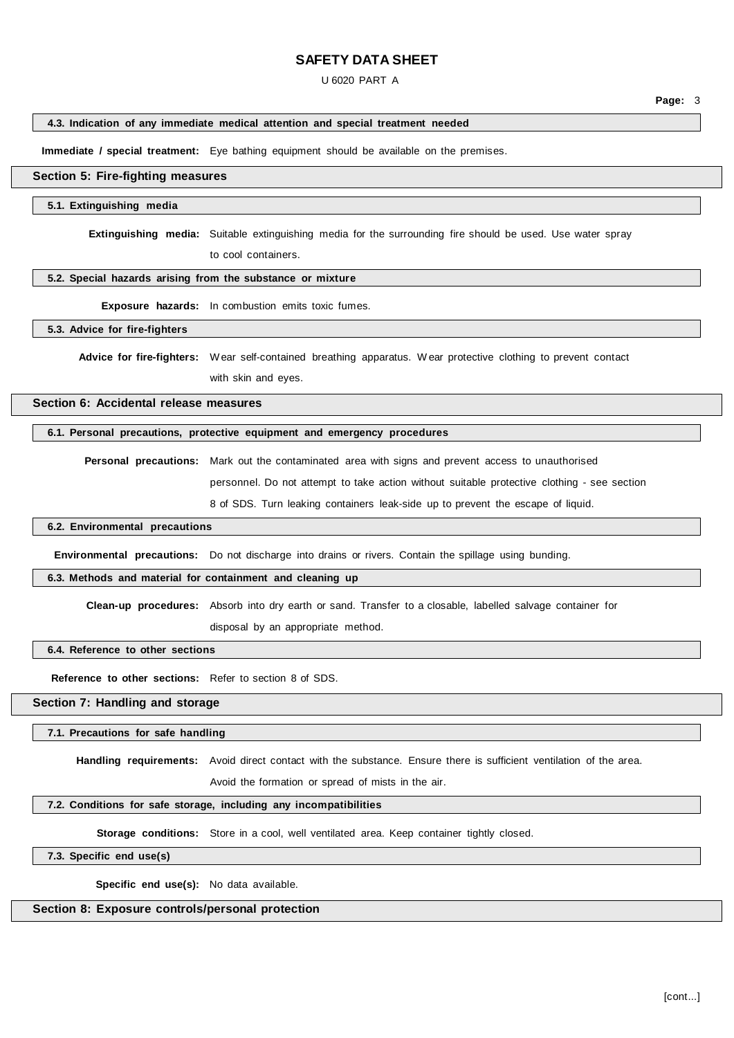#### 4.3. Indication of any immediate medical attention and special treatment needed

**Immediate / special treatment:** Eye bathing equipment should be available on the premises.

## Section 5: Fire-fighting measures

#### 5.1. Extinguishing media

**Extinguishing media:** Suitable extinguishing media for the surrounding fire should be used. Use water spray to cool containers.

#### 5.2. Special hazards arising from the substance or mixture

**Exposure hazards:** In combustion emits toxic fumes.

#### 5.3. Advice for fire-fighters

**Advice for fire-fighters:** Wear self-contained breathing apparatus. Wear protective clothing to prevent contact with skin and eyes.

## Section 6: Accidental release measures

#### 6.1. Personal precautions, protective equipment and emergency procedures

**Personal precautions:** Mark out the contaminated area with signs and prevent access to unauthorised personnel. Do not attempt to take action without suitable protective clothing - see section 8 of SDS. Turn leaking containers leak-side up to prevent the escape of liquid.

#### 6.2. Environmental precautions

**Environmental precautions:** Do not discharge into drains or rivers. Contain the spillage using bunding.

#### 6.3. Methods and material for containment and cleaning up

**Clean-up procedures:** Absorb into dry earth or sand. Transfer to a closable, labelled salvage container for disposal by an appropriate method.

#### 6.4. Reference to other sections

**Reference to other sections:** Refer to section 8 of SDS.

## Section 7: Handling and storage

#### 7.1. Precautions for safe handling

**Handling requirements:** Avoid direct contact with the substance. Ensure there is sufficient ventilation of the area. Avoid the formation or spread of mists in the air.

#### 7.2. Conditions for safe storage, including any incompatibilities

**Storage conditions:** Store in a cool, well ventilated area. Keep container tightly closed.

#### 7.3. Specific end use(s)

**Specific end use(s):** No data available.

## Section 8: Exposure controls/personal protection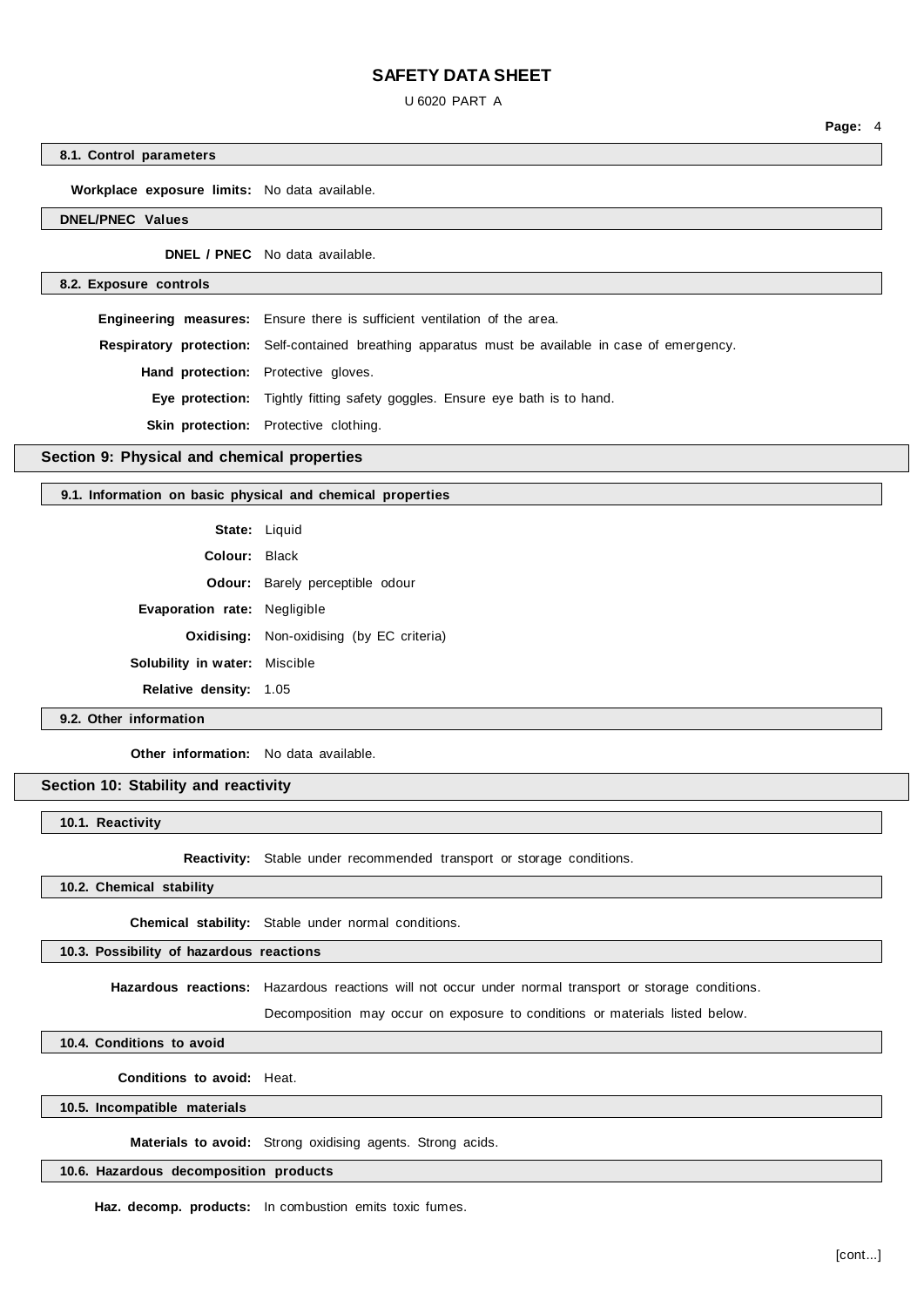#### 8.1. Control parameters

**Workplace exposure limits:** No data available.

#### DNEL/PNEC Values

**DNEL / PNEC** No data available.

#### 8.2. Exposure controls

**Engineering measures:** Ensure there is sufficient ventilation of the area.

**Respiratory protection:** Self-contained breathing apparatus must be available in case of emergency.

**Hand protection:** Protective gloves.

**Eye protection:** Tightly fitting safety goggles. Ensure eye bath is to hand.

**Skin protection:** Protective clothing.

## Section 9: Physical and chemical properties

#### 9.1. Information on basic physical and chemical properties

**State:** Liquid

**Colour:** Black

**Odour:** Barely perceptible odour

**Evaporation rate:** Negligible

**Oxidising:** Non-oxidising (by EC criteria)

**Solubility in water:** Miscible

**Relative density:** 1.05

#### 9.2. Other information

**Other information:** No data available.

## Section 10: Stability and reactivity

#### 10.1. Reactivity

**Reactivity:** Stable under recommended transport or storage conditions.

#### 10.2. Chemical stability

**Chemical stability:** Stable under normal conditions.

#### 10.3. Possibility of hazardous reactions

**Hazardous reactions:** Hazardous reactions will not occur under normal transport or storage conditions.

Decomposition may occur on exposure to conditions or materials listed below.

#### 10.4. Conditions to avoid

**Conditions to avoid:** Heat.

#### 10.5. Incompatible materials

**Materials to avoid:** Strong oxidising agents. Strong acids.

#### 10.6. Hazardous decomposition products

**Haz. decomp. products:** In combustion emits toxic fumes.

[cont...]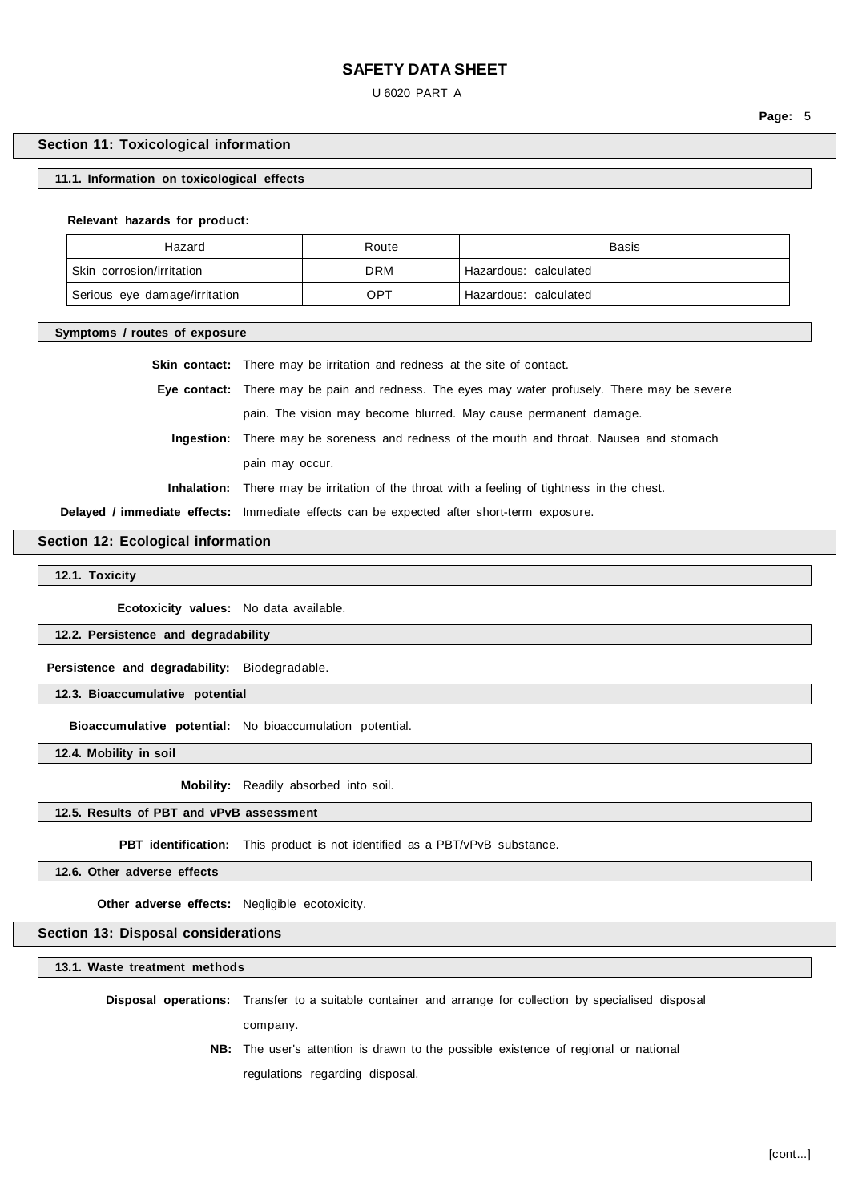## Section 11: Toxicological information

### 11.1. Information on toxicological effects

**Relevant hazards for product:**

| Hazard | Route | Basis |
|---|---|---|
| Skin corrosion/irritation | DRM | Hazardous: calculated |
| Serious eye damage/irritation | OPT | Hazardous: calculated |

### Symptoms / routes of exposure

**Skin contact:** There may be irritation and redness at the site of contact.

**Eye contact:** There may be pain and redness. The eyes may water profusely. There may be severe pain. The vision may become blurred. May cause permanent damage.

**Ingestion:** There may be soreness and redness of the mouth and throat. Nausea and stomach pain may occur.

**Inhalation:** There may be irritation of the throat with a feeling of tightness in the chest.

**Delayed / immediate effects:** Immediate effects can be expected after short-term exposure.

## Section 12: Ecological information

### 12.1. Toxicity

**Ecotoxicity values:** No data available.

### 12.2. Persistence and degradability

**Persistence and degradability:** Biodegradable.

### 12.3. Bioaccumulative potential

**Bioaccumulative potential:** No bioaccumulation potential.

### 12.4. Mobility in soil

**Mobility:** Readily absorbed into soil.

### 12.5. Results of PBT and vPvB assessment

**PBT identification:** This product is not identified as a PBT/vPvB substance.

### 12.6. Other adverse effects

**Other adverse effects:** Negligible ecotoxicity.

## Section 13: Disposal considerations

### 13.1. Waste treatment methods

**Disposal operations:** Transfer to a suitable container and arrange for collection by specialised disposal company.

**NB:** The user's attention is drawn to the possible existence of regional or national regulations regarding disposal.

[cont...]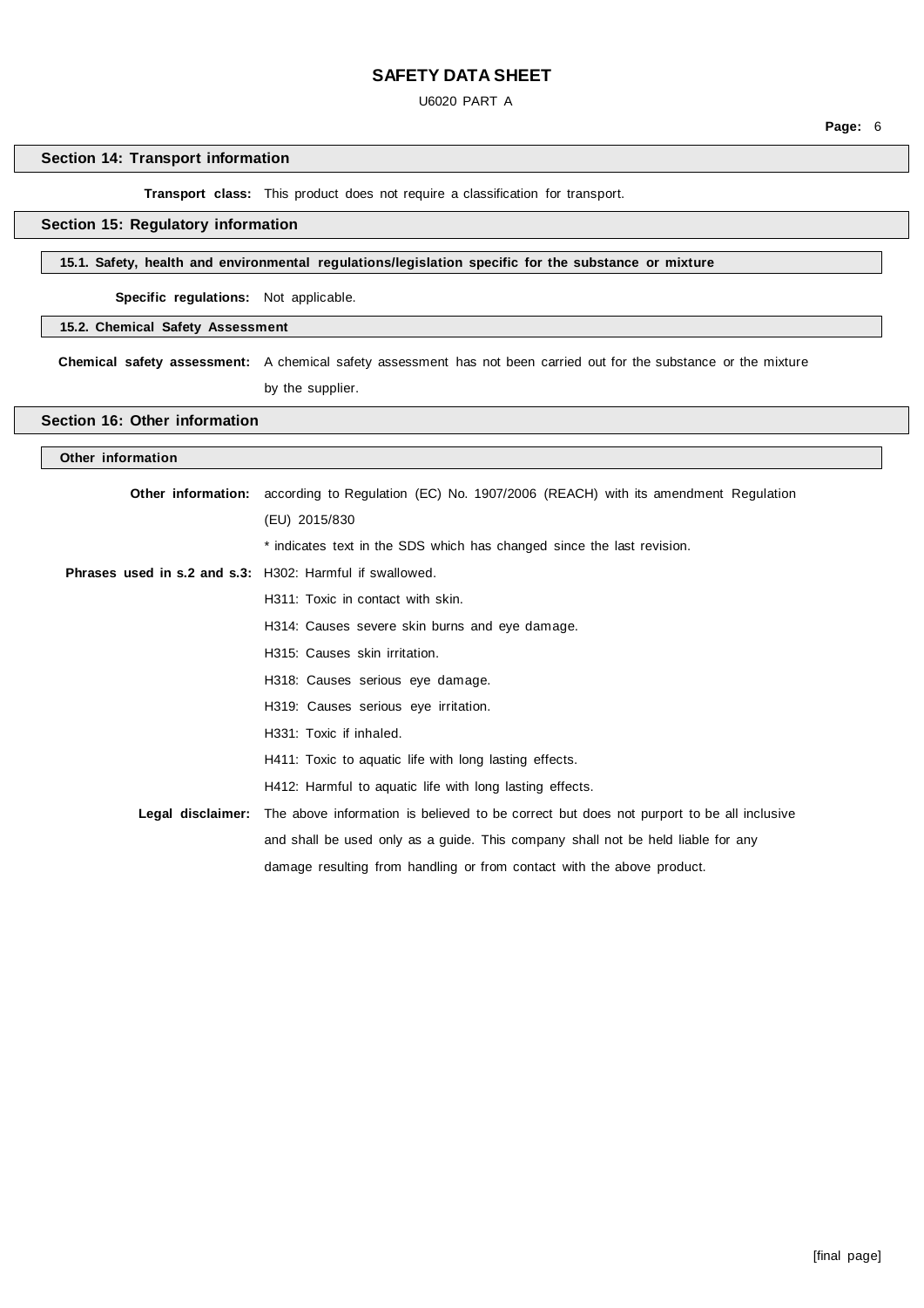## Section 14: Transport information

**Transport class:** This product does not require a classification for transport.

## Section 15: Regulatory information

### 15.1. Safety, health and environmental regulations/legislation specific for the substance or mixture

**Specific regulations:** Not applicable.

### 15.2. Chemical Safety Assessment

**Chemical safety assessment:** A chemical safety assessment has not been carried out for the substance or the mixture by the supplier.

## Section 16: Other information

### Other information

**Other information:** according to Regulation (EC) No. 1907/2006 (REACH) with its amendment Regulation (EU) 2015/830

* indicates text in the SDS which has changed since the last revision.

**Phrases used in s.2 and s.3:** H302: Harmful if swallowed.

H311: Toxic in contact with skin.

H314: Causes severe skin burns and eye damage.

H315: Causes skin irritation.

H318: Causes serious eye damage.

H319: Causes serious eye irritation.

H331: Toxic if inhaled.

H411: Toxic to aquatic life with long lasting effects.

H412: Harmful to aquatic life with long lasting effects.

**Legal disclaimer:** The above information is believed to be correct but does not purport to be all inclusive and shall be used only as a guide. This company shall not be held liable for any damage resulting from handling or from contact with the above product.

[final page]